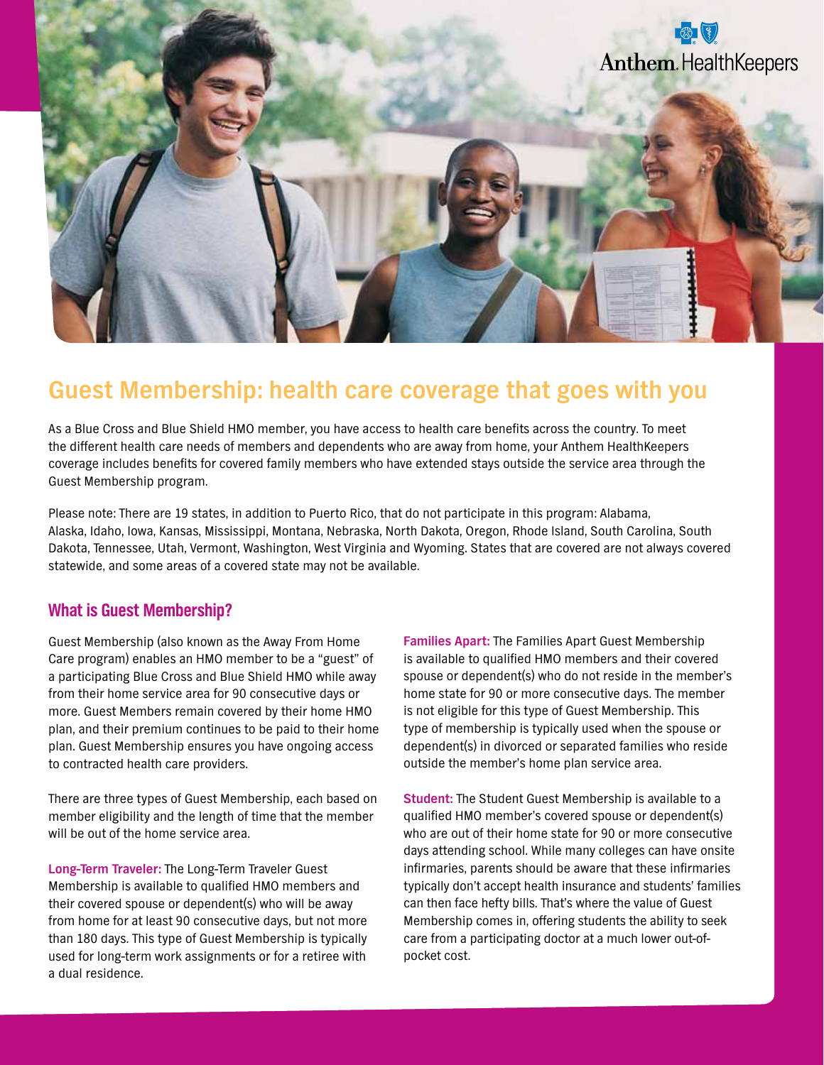Anthem HealthKeepers

# Guest Membership: health care coverage that goes with you

As a Blue Cross and Blue Shield HMO member, you have access to health care benefits across the country. To meet the different health care needs of members and dependents who are away from home, your Anthem HealthKeepers coverage includes benefits for covered family members who have extended stays outside the service area through the Guest Membership program.

Please note: There are 19 states, in addition to Puerto Rico, that do not participate in this program: Alabama, Alaska, Idaho, Iowa, Kansas, Mississippi, Montana, Nebraska, North Dakota, Oregon, Rhode Island, South Carolina, South Dakota, Tennessee, Utah, Vermont, Washington, West Virginia and Wyoming. States that are covered are not always covered statewide, and some areas of a covered state may not be available.

## What is Guest Membership?

Guest Membership (also known as the Away From Home Care program) enables an HMO member to be a "guest" of a participating Blue Cross and Blue Shield HMO while away from their home service area for 90 consecutive days or more. Guest Members remain covered by their home HMO plan, and their premium continues to be paid to their home plan. Guest Membership ensures you have ongoing access to contracted health care providers.

There are three types of Guest Membership, each based on member eligibility and the length of time that the member will be out of the home service area.

**Long-Term Traveler:** The Long-Term Traveler Guest Membership is available to qualified HMO members and their covered spouse or dependent(s) who will be away from home for at least 90 consecutive days, but not more than 180 days. This type of Guest Membership is typically used for long-term work assignments or for a retiree with a dual residence.

**Families Apart:** The Families Apart Guest Membership is available to qualified HMO members and their covered spouse or dependent(s) who do not reside in the member's home state for 90 or more consecutive days. The member is not eligible for this type of Guest Membership. This type of membership is typically used when the spouse or dependent(s) in divorced or separated families who reside outside the member's home plan service area.

**Student:** The Student Guest Membership is available to a qualified HMO member's covered spouse or dependent(s) who are out of their home state for 90 or more consecutive days attending school. While many colleges can have onsite infirmaries, parents should be aware that these infirmaries typically don't accept health insurance and students' families can then face hefty bills. That's where the value of Guest Membership comes in, offering students the ability to seek care from a participating doctor at a much lower out-of-pocket cost.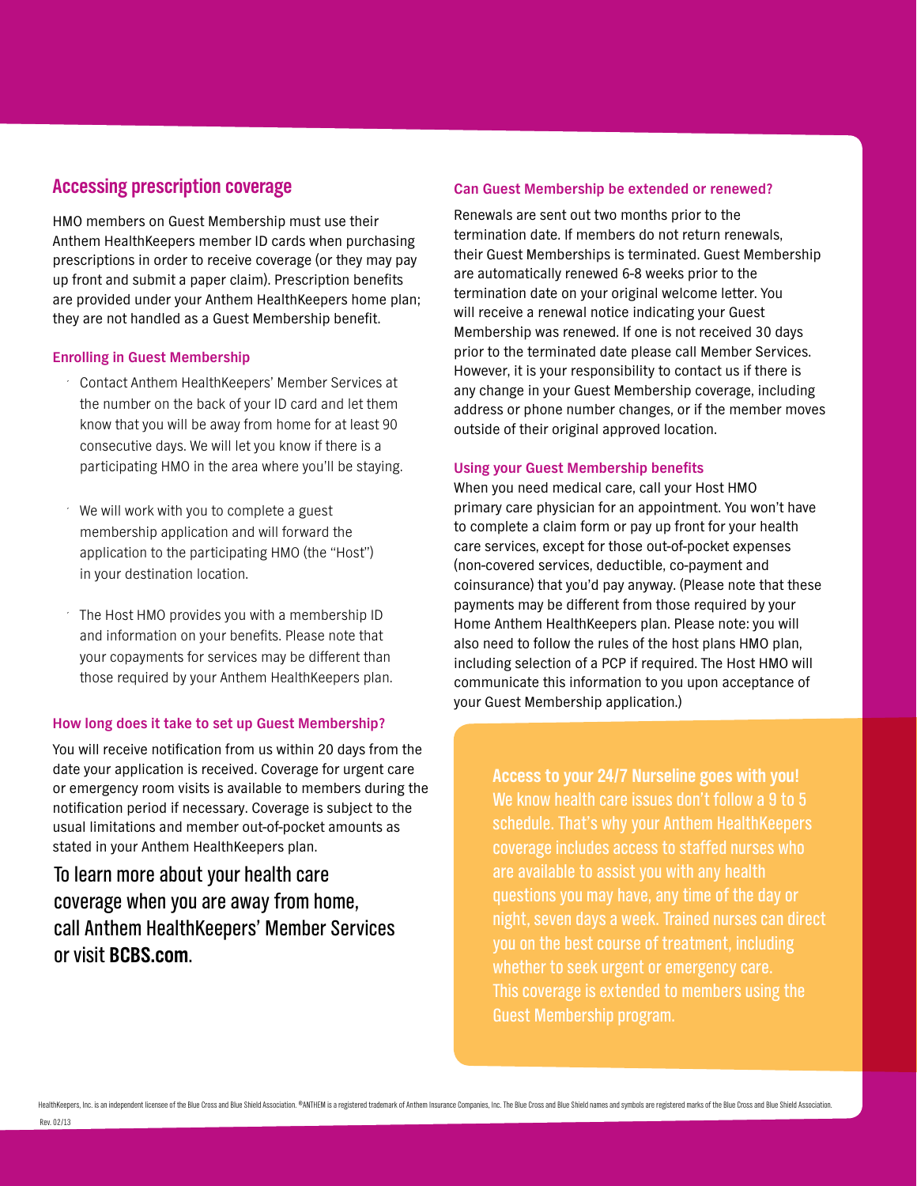## Accessing prescription coverage

HMO members on Guest Membership must use their Anthem HealthKeepers member ID cards when purchasing prescriptions in order to receive coverage (or they may pay up front and submit a paper claim). Prescription benefits are provided under your Anthem HealthKeepers home plan; they are not handled as a Guest Membership benefit.

### Enrolling in Guest Membership

- Contact Anthem HealthKeepers' Member Services at the number on the back of your ID card and let them know that you will be away from home for at least 90 consecutive days. We will let you know if there is a participating HMO in the area where you'll be staying.
- We will work with you to complete a guest membership application and will forward the application to the participating HMO (the "Host") in your destination location.
- The Host HMO provides you with a membership ID and information on your benefits. Please note that your copayments for services may be different than those required by your Anthem HealthKeepers plan.

### How long does it take to set up Guest Membership?

You will receive notification from us within 20 days from the date your application is received. Coverage for urgent care or emergency room visits is available to members during the notification period if necessary. Coverage is subject to the usual limitations and member out-of-pocket amounts as stated in your Anthem HealthKeepers plan.

To learn more about your health care coverage when you are away from home, call Anthem HealthKeepers' Member Services or visit **BCBS.com**.

### Can Guest Membership be extended or renewed?

Renewals are sent out two months prior to the termination date. If members do not return renewals, their Guest Memberships is terminated. Guest Membership are automatically renewed 6-8 weeks prior to the termination date on your original welcome letter. You will receive a renewal notice indicating your Guest Membership was renewed. If one is not received 30 days prior to the terminated date please call Member Services. However, it is your responsibility to contact us if there is any change in your Guest Membership coverage, including address or phone number changes, or if the member moves outside of their original approved location.

### Using your Guest Membership benefits

When you need medical care, call your Host HMO primary care physician for an appointment. You won't have to complete a claim form or pay up front for your health care services, except for those out-of-pocket expenses (non-covered services, deductible, co-payment and coinsurance) that you'd pay anyway. (Please note that these payments may be different from those required by your Home Anthem HealthKeepers plan. Please note: you will also need to follow the rules of the host plans HMO plan, including selection of a PCP if required. The Host HMO will communicate this information to you upon acceptance of your Guest Membership application.)

**Access to your 24/7 Nurseline goes with you!** We know health care issues don't follow a 9 to 5 schedule. That's why your Anthem HealthKeepers coverage includes access to staffed nurses who are available to assist you with any health questions you may have, any time of the day or night, seven days a week. Trained nurses can direct you on the best course of treatment, including whether to seek urgent or emergency care. This coverage is extended to members using the Guest Membership program.

HealthKeepers, Inc. is an independent licensee of the Blue Cross and Blue Shield Association. ®ANTHEM is a registered trademark of Anthem Insurance Companies, Inc. The Blue Cross and Blue Shield names and symbols are registered marks of the Blue Cross and Blue Shield Association.

Rev. 02/13